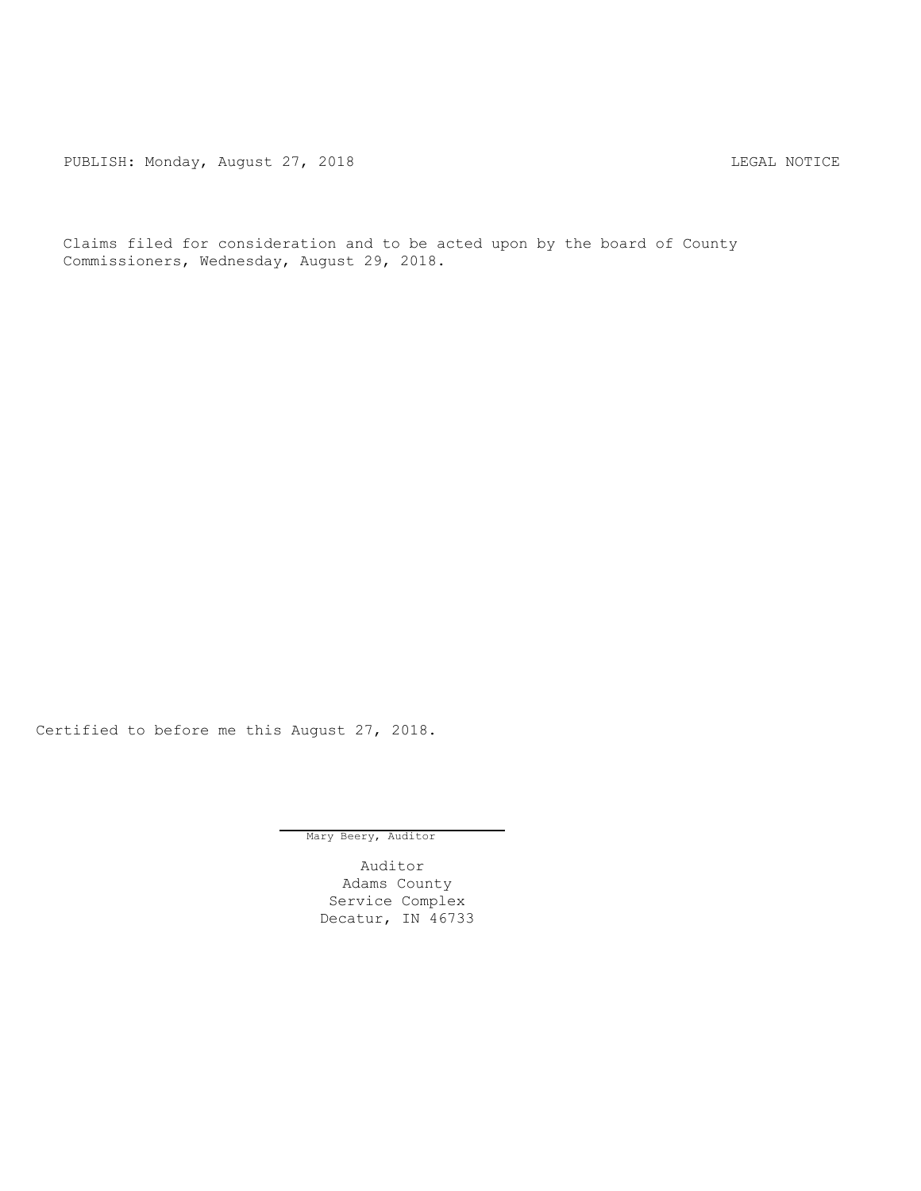PUBLISH: Monday, August 27, 2018 LEGAL NOTICE

Claims filed for consideration and to be acted upon by the board of County Commissioners, Wednesday, August 29, 2018.

Certified to before me this August 27, 2018.

Mary Beery, Auditor

Auditor
Adams County
Service Complex
Decatur, IN 46733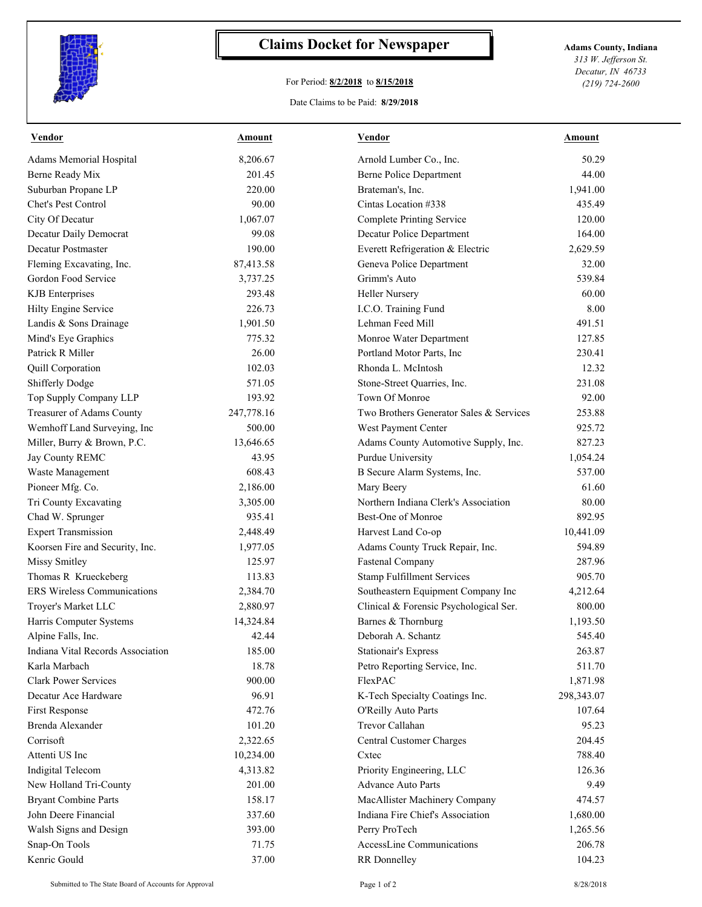# Claims Docket for Newspaper

For Period: **8/2/2018** to **8/15/2018**

Date Claims to be Paid: **8/29/2018**

**Adams County, Indiana**
*313 W. Jefferson St.*
*Decatur, IN 46733*
*(219) 724-2600*

| Vendor | Amount | Vendor | Amount |
|---|---|---|---|
| Adams Memorial Hospital | 8,206.67 | Arnold Lumber Co., Inc. | 50.29 |
| Berne Ready Mix | 201.45 | Berne Police Department | 44.00 |
| Suburban Propane LP | 220.00 | Brateman's, Inc. | 1,941.00 |
| Chet's Pest Control | 90.00 | Cintas Location #338 | 435.49 |
| City Of Decatur | 1,067.07 | Complete Printing Service | 120.00 |
| Decatur Daily Democrat | 99.08 | Decatur Police Department | 164.00 |
| Decatur Postmaster | 190.00 | Everett Refrigeration & Electric | 2,629.59 |
| Fleming Excavating, Inc. | 87,413.58 | Geneva Police Department | 32.00 |
| Gordon Food Service | 3,737.25 | Grimm's Auto | 539.84 |
| KJB Enterprises | 293.48 | Heller Nursery | 60.00 |
| Hilty Engine Service | 226.73 | I.C.O. Training Fund | 8.00 |
| Landis & Sons Drainage | 1,901.50 | Lehman Feed Mill | 491.51 |
| Mind's Eye Graphics | 775.32 | Monroe Water Department | 127.85 |
| Patrick R Miller | 26.00 | Portland Motor Parts, Inc | 230.41 |
| Quill Corporation | 102.03 | Rhonda L. McIntosh | 12.32 |
| Shifferly Dodge | 571.05 | Stone-Street Quarries, Inc. | 231.08 |
| Top Supply Company LLP | 193.92 | Town Of Monroe | 92.00 |
| Treasurer of Adams County | 247,778.16 | Two Brothers Generator Sales & Services | 253.88 |
| Wemhoff Land Surveying, Inc | 500.00 | West Payment Center | 925.72 |
| Miller, Burry & Brown, P.C. | 13,646.65 | Adams County Automotive Supply, Inc. | 827.23 |
| Jay County REMC | 43.95 | Purdue University | 1,054.24 |
| Waste Management | 608.43 | B Secure Alarm Systems, Inc. | 537.00 |
| Pioneer Mfg. Co. | 2,186.00 | Mary Beery | 61.60 |
| Tri County Excavating | 3,305.00 | Northern Indiana Clerk's Association | 80.00 |
| Chad W. Sprunger | 935.41 | Best-One of Monroe | 892.95 |
| Expert Transmission | 2,448.49 | Harvest Land Co-op | 10,441.09 |
| Koorsen Fire and Security, Inc. | 1,977.05 | Adams County Truck Repair, Inc. | 594.89 |
| Missy Smitley | 125.97 | Fastenal Company | 287.96 |
| Thomas R Krueckeberg | 113.83 | Stamp Fulfillment Services | 905.70 |
| ERS Wireless Communications | 2,384.70 | Southeastern Equipment Company Inc | 4,212.64 |
| Troyer's Market LLC | 2,880.97 | Clinical & Forensic Psychological Ser. | 800.00 |
| Harris Computer Systems | 14,324.84 | Barnes & Thornburg | 1,193.50 |
| Alpine Falls, Inc. | 42.44 | Deborah A. Schantz | 545.40 |
| Indiana Vital Records Association | 185.00 | Stationair's Express | 263.87 |
| Karla Marbach | 18.78 | Petro Reporting Service, Inc. | 511.70 |
| Clark Power Services | 900.00 | FlexPAC | 1,871.98 |
| Decatur Ace Hardware | 96.91 | K-Tech Specialty Coatings Inc. | 298,343.07 |
| First Response | 472.76 | O'Reilly Auto Parts | 107.64 |
| Brenda Alexander | 101.20 | Trevor Callahan | 95.23 |
| Corrisoft | 2,322.65 | Central Customer Charges | 204.45 |
| Attenti US Inc | 10,234.00 | Cxtec | 788.40 |
| Indigital Telecom | 4,313.82 | Priority Engineering, LLC | 126.36 |
| New Holland Tri-County | 201.00 | Advance Auto Parts | 9.49 |
| Bryant Combine Parts | 158.17 | MacAllister Machinery Company | 474.57 |
| John Deere Financial | 337.60 | Indiana Fire Chief's Association | 1,680.00 |
| Walsh Signs and Design | 393.00 | Perry ProTech | 1,265.56 |
| Snap-On Tools | 71.75 | AccessLine Communications | 206.78 |
| Kenric Gould | 37.00 | RR Donnelley | 104.23 |

Submitted to The State Board of Accounts for Approval

8/28/2018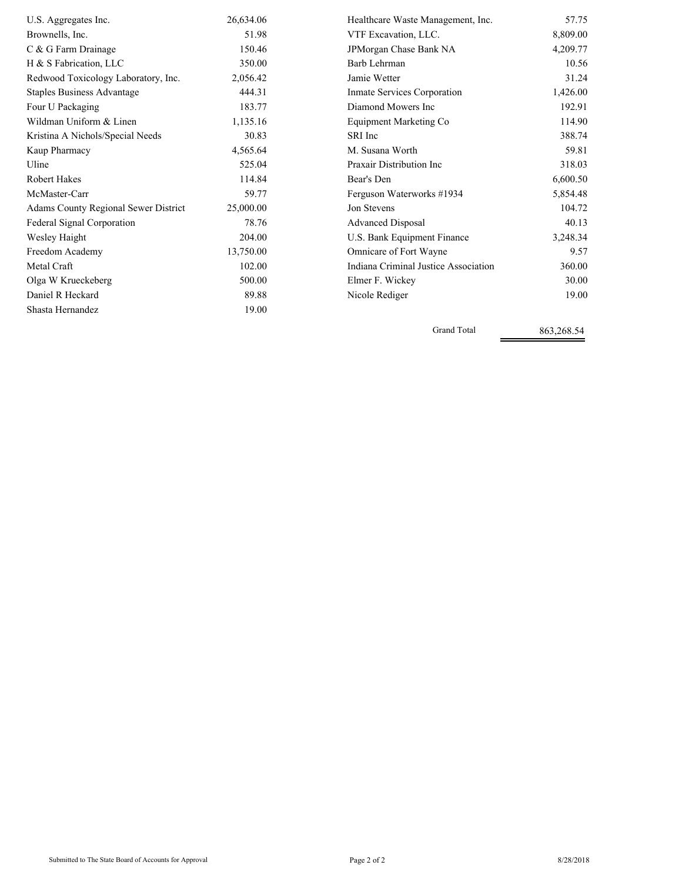| | |
|---|---|
| U.S. Aggregates Inc. | 26,634.06 |
| Brownells, Inc. | 51.98 |
| C & G Farm Drainage | 150.46 |
| H & S Fabrication, LLC | 350.00 |
| Redwood Toxicology Laboratory, Inc. | 2,056.42 |
| Staples Business Advantage | 444.31 |
| Four U Packaging | 183.77 |
| Wildman Uniform & Linen | 1,135.16 |
| Kristina A Nichols/Special Needs | 30.83 |
| Kaup Pharmacy | 4,565.64 |
| Uline | 525.04 |
| Robert Hakes | 114.84 |
| McMaster-Carr | 59.77 |
| Adams County Regional Sewer District | 25,000.00 |
| Federal Signal Corporation | 78.76 |
| Wesley Haight | 204.00 |
| Freedom Academy | 13,750.00 |
| Metal Craft | 102.00 |
| Olga W Krueckeberg | 500.00 |
| Daniel R Heckard | 89.88 |
| Shasta Hernandez | 19.00 |
| Healthcare Waste Management, Inc. | 57.75 |
| VTF Excavation, LLC. | 8,809.00 |
| JPMorgan Chase Bank NA | 4,209.77 |
| Barb Lehrman | 10.56 |
| Jamie Wetter | 31.24 |
| Inmate Services Corporation | 1,426.00 |
| Diamond Mowers Inc | 192.91 |
| Equipment Marketing Co | 114.90 |
| SRI Inc | 388.74 |
| M. Susana Worth | 59.81 |
| Praxair Distribution Inc | 318.03 |
| Bear's Den | 6,600.50 |
| Ferguson Waterworks #1934 | 5,854.48 |
| Jon Stevens | 104.72 |
| Advanced Disposal | 40.13 |
| U.S. Bank Equipment Finance | 3,248.34 |
| Omnicare of Fort Wayne | 9.57 |
| Indiana Criminal Justice Association | 360.00 |
| Elmer F. Wickey | 30.00 |
| Nicole Rediger | 19.00 |
| Grand Total | 863,268.54 |

Submitted to The State Board of Accounts for Approval

8/28/2018